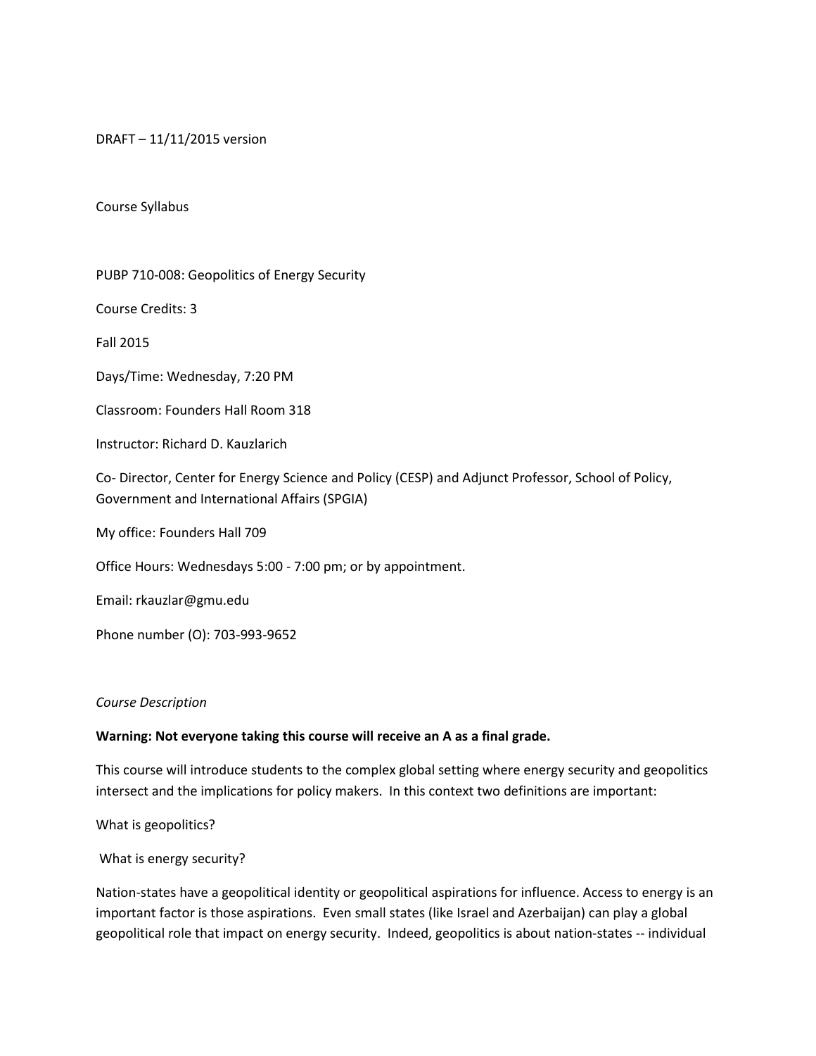DRAFT – 11/11/2015 version

Course Syllabus

PUBP 710-008: Geopolitics of Energy Security

Course Credits: 3

Fall 2015

Days/Time: Wednesday, 7:20 PM

Classroom: Founders Hall Room 318

Instructor: Richard D. Kauzlarich

Co- Director, Center for Energy Science and Policy (CESP) and Adjunct Professor, School of Policy, Government and International Affairs (SPGIA)

My office: Founders Hall 709

Office Hours: Wednesdays 5:00 - 7:00 pm; or by appointment.

Email: rkauzlar@gmu.edu

Phone number (O): 703-993-9652

*Course Description*

**Warning: Not everyone taking this course will receive an A as a final grade.**

This course will introduce students to the complex global setting where energy security and geopolitics intersect and the implications for policy makers. In this context two definitions are important:

What is geopolitics?

What is energy security?

Nation-states have a geopolitical identity or geopolitical aspirations for influence. Access to energy is an important factor is those aspirations. Even small states (like Israel and Azerbaijan) can play a global geopolitical role that impact on energy security. Indeed, geopolitics is about nation-states -- individual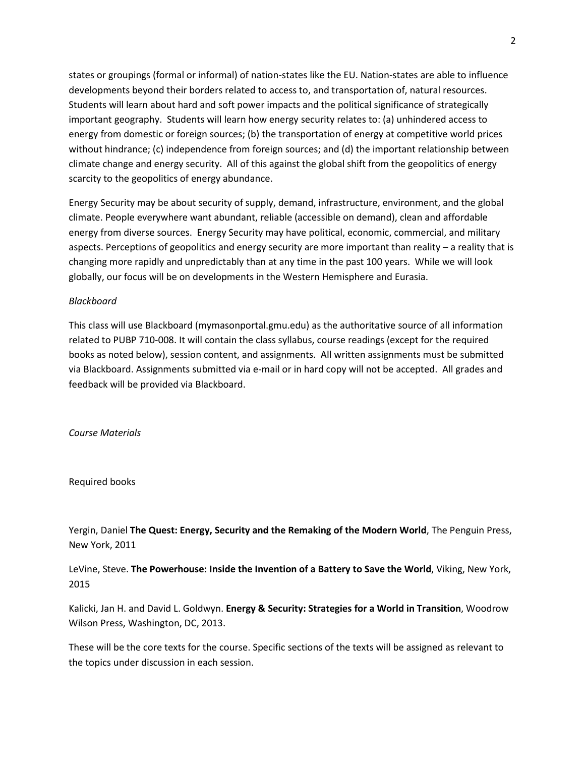states or groupings (formal or informal) of nation-states like the EU. Nation-states are able to influence developments beyond their borders related to access to, and transportation of, natural resources. Students will learn about hard and soft power impacts and the political significance of strategically important geography. Students will learn how energy security relates to: (a) unhindered access to energy from domestic or foreign sources; (b) the transportation of energy at competitive world prices without hindrance; (c) independence from foreign sources; and (d) the important relationship between climate change and energy security. All of this against the global shift from the geopolitics of energy scarcity to the geopolitics of energy abundance.

Energy Security may be about security of supply, demand, infrastructure, environment, and the global climate. People everywhere want abundant, reliable (accessible on demand), clean and affordable energy from diverse sources. Energy Security may have political, economic, commercial, and military aspects. Perceptions of geopolitics and energy security are more important than reality – a reality that is changing more rapidly and unpredictably than at any time in the past 100 years. While we will look globally, our focus will be on developments in the Western Hemisphere and Eurasia.

*Blackboard*

This class will use Blackboard (mymasonportal.gmu.edu) as the authoritative source of all information related to PUBP 710-008. It will contain the class syllabus, course readings (except for the required books as noted below), session content, and assignments. All written assignments must be submitted via Blackboard. Assignments submitted via e-mail or in hard copy will not be accepted. All grades and feedback will be provided via Blackboard.

*Course Materials*

Required books

Yergin, Daniel **The Quest: Energy, Security and the Remaking of the Modern World**, The Penguin Press, New York, 2011

LeVine, Steve. **The Powerhouse: Inside the Invention of a Battery to Save the World**, Viking, New York, 2015

Kalicki, Jan H. and David L. Goldwyn. **Energy & Security: Strategies for a World in Transition**, Woodrow Wilson Press, Washington, DC, 2013.

These will be the core texts for the course. Specific sections of the texts will be assigned as relevant to the topics under discussion in each session.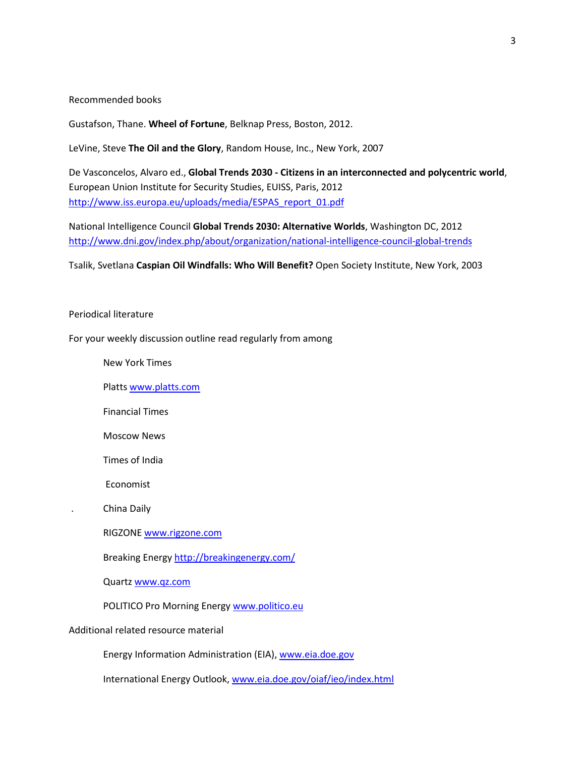Recommended books

Gustafson, Thane. **Wheel of Fortune**, Belknap Press, Boston, 2012.

LeVine, Steve **The Oil and the Glory**, Random House, Inc., New York, 2007

De Vasconcelos, Alvaro ed., **Global Trends 2030 - Citizens in an interconnected and polycentric world**, European Union Institute for Security Studies, EUISS, Paris, 2012 http://www.iss.europa.eu/uploads/media/ESPAS_report_01.pdf

National Intelligence Council **Global Trends 2030: Alternative Worlds**, Washington DC, 2012 http://www.dni.gov/index.php/about/organization/national-intelligence-council-global-trends

Tsalik, Svetlana **Caspian Oil Windfalls: Who Will Benefit?** Open Society Institute, New York, 2003

Periodical literature

For your weekly discussion outline read regularly from among

- New York Times
- Platts www.platts.com
- Financial Times
- Moscow News
- Times of India
- Economist
- China Daily
- RIGZONE www.rigzone.com
- Breaking Energy http://breakingenergy.com/
- Quartz www.qz.com
- POLITICO Pro Morning Energy www.politico.eu

Additional related resource material

- Energy Information Administration (EIA), www.eia.doe.gov
- International Energy Outlook, www.eia.doe.gov/oiaf/ieo/index.html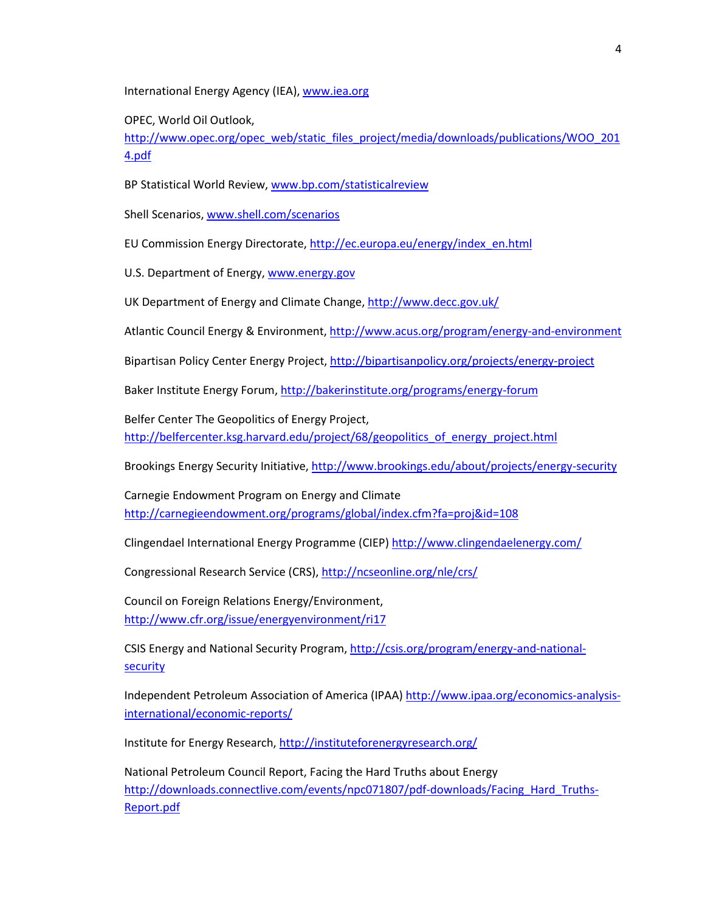International Energy Agency (IEA), www.iea.org

OPEC, World Oil Outlook, http://www.opec.org/opec_web/static_files_project/media/downloads/publications/WOO_2014.pdf

BP Statistical World Review, www.bp.com/statisticalreview

Shell Scenarios, www.shell.com/scenarios

EU Commission Energy Directorate, http://ec.europa.eu/energy/index_en.html

U.S. Department of Energy, www.energy.gov

UK Department of Energy and Climate Change, http://www.decc.gov.uk/

Atlantic Council Energy & Environment, http://www.acus.org/program/energy-and-environment

Bipartisan Policy Center Energy Project, http://bipartisanpolicy.org/projects/energy-project

Baker Institute Energy Forum, http://bakerinstitute.org/programs/energy-forum

Belfer Center The Geopolitics of Energy Project, http://belfercenter.ksg.harvard.edu/project/68/geopolitics_of_energy_project.html

Brookings Energy Security Initiative, http://www.brookings.edu/about/projects/energy-security

Carnegie Endowment Program on Energy and Climate http://carnegieendowment.org/programs/global/index.cfm?fa=proj&id=108

Clingendael International Energy Programme (CIEP) http://www.clingendaelenergy.com/

Congressional Research Service (CRS), http://ncseonline.org/nle/crs/

Council on Foreign Relations Energy/Environment, http://www.cfr.org/issue/energyenvironment/ri17

CSIS Energy and National Security Program, http://csis.org/program/energy-and-national-security

Independent Petroleum Association of America (IPAA) http://www.ipaa.org/economics-analysis-international/economic-reports/

Institute for Energy Research, http://instituteforenergyresearch.org/

National Petroleum Council Report, Facing the Hard Truths about Energy http://downloads.connectlive.com/events/npc071807/pdf-downloads/Facing_Hard_Truths-Report.pdf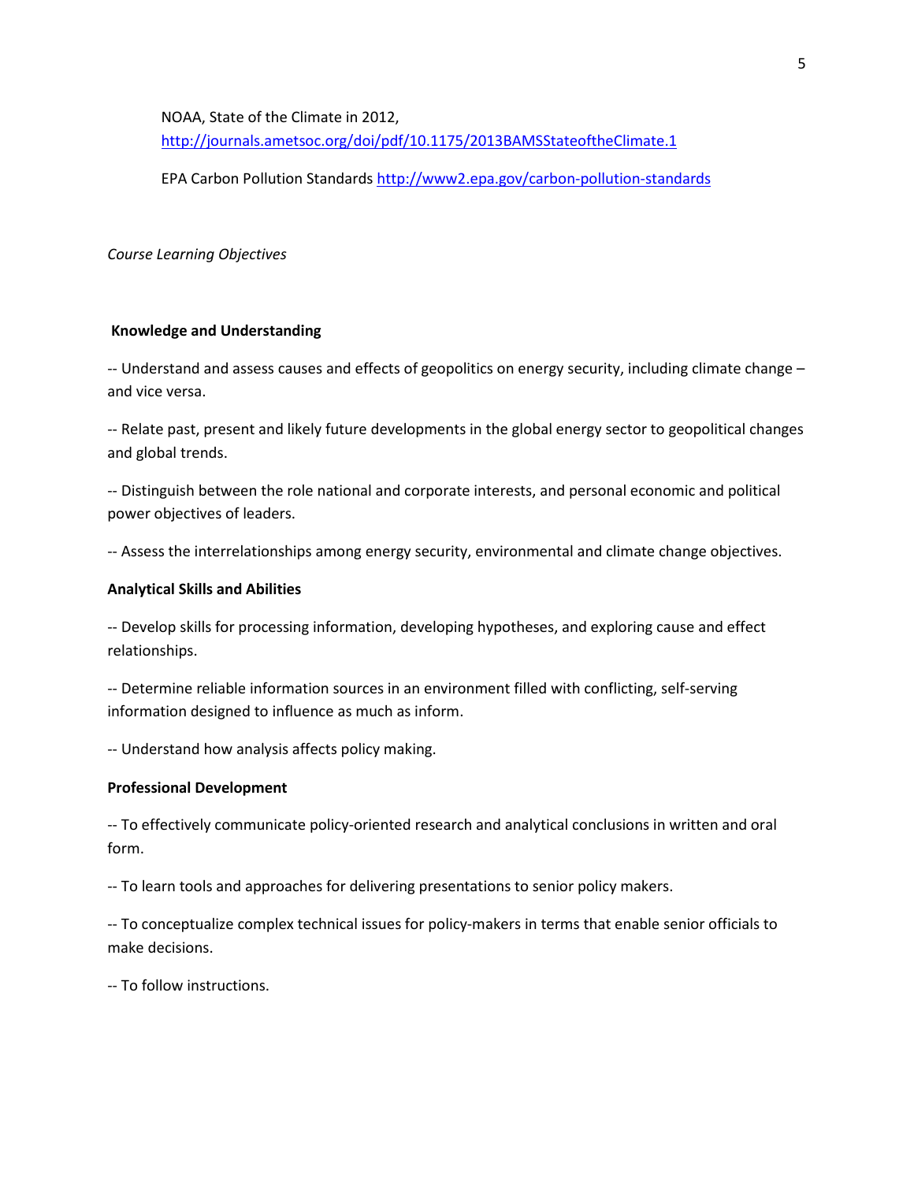NOAA, State of the Climate in 2012, http://journals.ametsoc.org/doi/pdf/10.1175/2013BAMSStateoftheClimate.1

EPA Carbon Pollution Standards http://www2.epa.gov/carbon-pollution-standards

*Course Learning Objectives*

**Knowledge and Understanding**

-- Understand and assess causes and effects of geopolitics on energy security, including climate change – and vice versa.

-- Relate past, present and likely future developments in the global energy sector to geopolitical changes and global trends.

-- Distinguish between the role national and corporate interests, and personal economic and political power objectives of leaders.

-- Assess the interrelationships among energy security, environmental and climate change objectives.

**Analytical Skills and Abilities**

-- Develop skills for processing information, developing hypotheses, and exploring cause and effect relationships.

-- Determine reliable information sources in an environment filled with conflicting, self-serving information designed to influence as much as inform.

-- Understand how analysis affects policy making.

**Professional Development**

-- To effectively communicate policy-oriented research and analytical conclusions in written and oral form.

-- To learn tools and approaches for delivering presentations to senior policy makers.

-- To conceptualize complex technical issues for policy-makers in terms that enable senior officials to make decisions.

-- To follow instructions.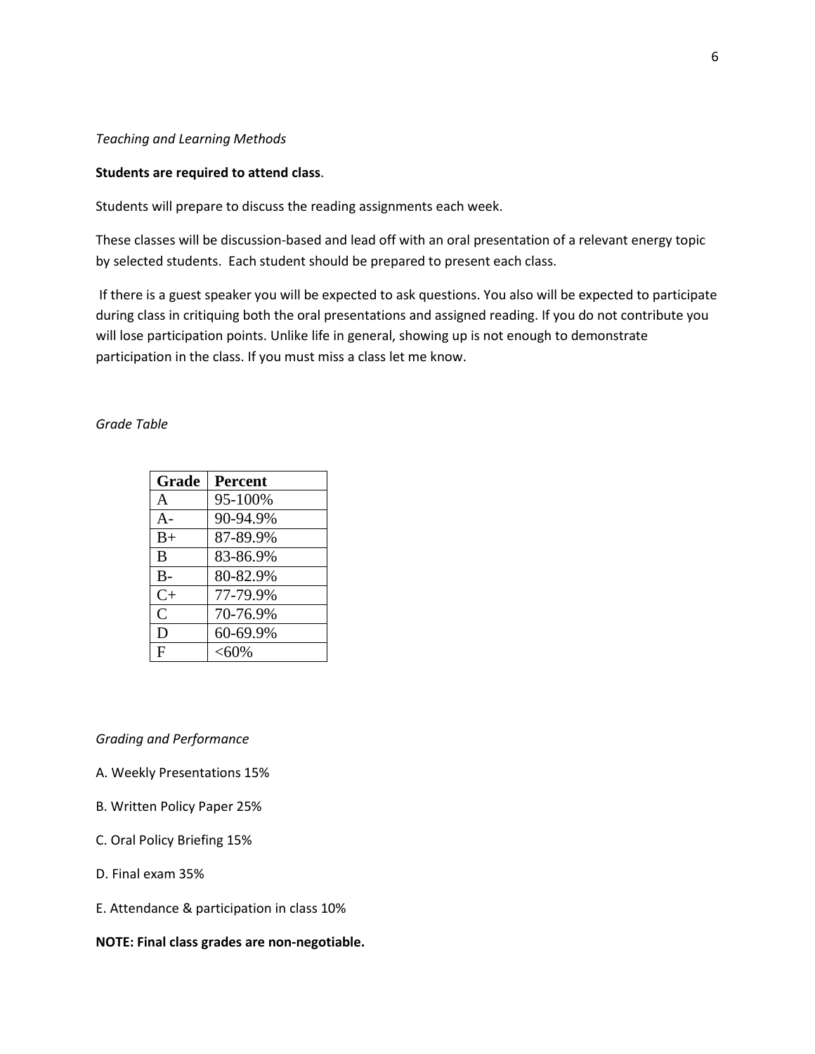*Teaching and Learning Methods*

**Students are required to attend class**.

Students will prepare to discuss the reading assignments each week.

These classes will be discussion-based and lead off with an oral presentation of a relevant energy topic by selected students. Each student should be prepared to present each class.

If there is a guest speaker you will be expected to ask questions. You also will be expected to participate during class in critiquing both the oral presentations and assigned reading. If you do not contribute you will lose participation points. Unlike life in general, showing up is not enough to demonstrate participation in the class. If you must miss a class let me know.

*Grade Table*

| Grade | Percent |
|---|---|
| A | 95-100% |
| A- | 90-94.9% |
| B+ | 87-89.9% |
| B | 83-86.9% |
| B- | 80-82.9% |
| C+ | 77-79.9% |
| C | 70-76.9% |
| D | 60-69.9% |
| F | <60% |

*Grading and Performance*

A. Weekly Presentations 15%

B. Written Policy Paper 25%

C. Oral Policy Briefing 15%

D. Final exam 35%

E. Attendance & participation in class 10%

**NOTE: Final class grades are non-negotiable.**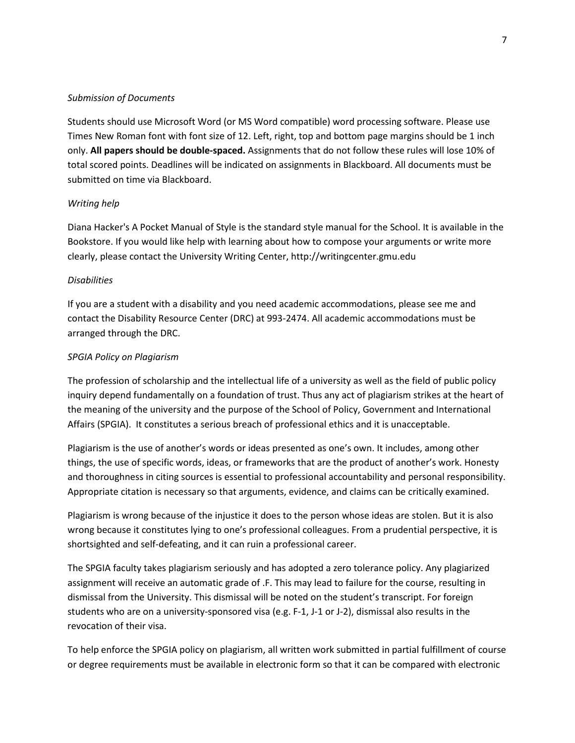*Submission of Documents*

Students should use Microsoft Word (or MS Word compatible) word processing software. Please use Times New Roman font with font size of 12. Left, right, top and bottom page margins should be 1 inch only. **All papers should be double-spaced.** Assignments that do not follow these rules will lose 10% of total scored points. Deadlines will be indicated on assignments in Blackboard. All documents must be submitted on time via Blackboard.

*Writing help*

Diana Hacker's A Pocket Manual of Style is the standard style manual for the School. It is available in the Bookstore. If you would like help with learning about how to compose your arguments or write more clearly, please contact the University Writing Center, http://writingcenter.gmu.edu

*Disabilities*

If you are a student with a disability and you need academic accommodations, please see me and contact the Disability Resource Center (DRC) at 993-2474. All academic accommodations must be arranged through the DRC.

*SPGIA Policy on Plagiarism*

The profession of scholarship and the intellectual life of a university as well as the field of public policy inquiry depend fundamentally on a foundation of trust. Thus any act of plagiarism strikes at the heart of the meaning of the university and the purpose of the School of Policy, Government and International Affairs (SPGIA). It constitutes a serious breach of professional ethics and it is unacceptable.

Plagiarism is the use of another's words or ideas presented as one's own. It includes, among other things, the use of specific words, ideas, or frameworks that are the product of another's work. Honesty and thoroughness in citing sources is essential to professional accountability and personal responsibility. Appropriate citation is necessary so that arguments, evidence, and claims can be critically examined.

Plagiarism is wrong because of the injustice it does to the person whose ideas are stolen. But it is also wrong because it constitutes lying to one's professional colleagues. From a prudential perspective, it is shortsighted and self-defeating, and it can ruin a professional career.

The SPGIA faculty takes plagiarism seriously and has adopted a zero tolerance policy. Any plagiarized assignment will receive an automatic grade of .F. This may lead to failure for the course, resulting in dismissal from the University. This dismissal will be noted on the student's transcript. For foreign students who are on a university-sponsored visa (e.g. F-1, J-1 or J-2), dismissal also results in the revocation of their visa.

To help enforce the SPGIA policy on plagiarism, all written work submitted in partial fulfillment of course or degree requirements must be available in electronic form so that it can be compared with electronic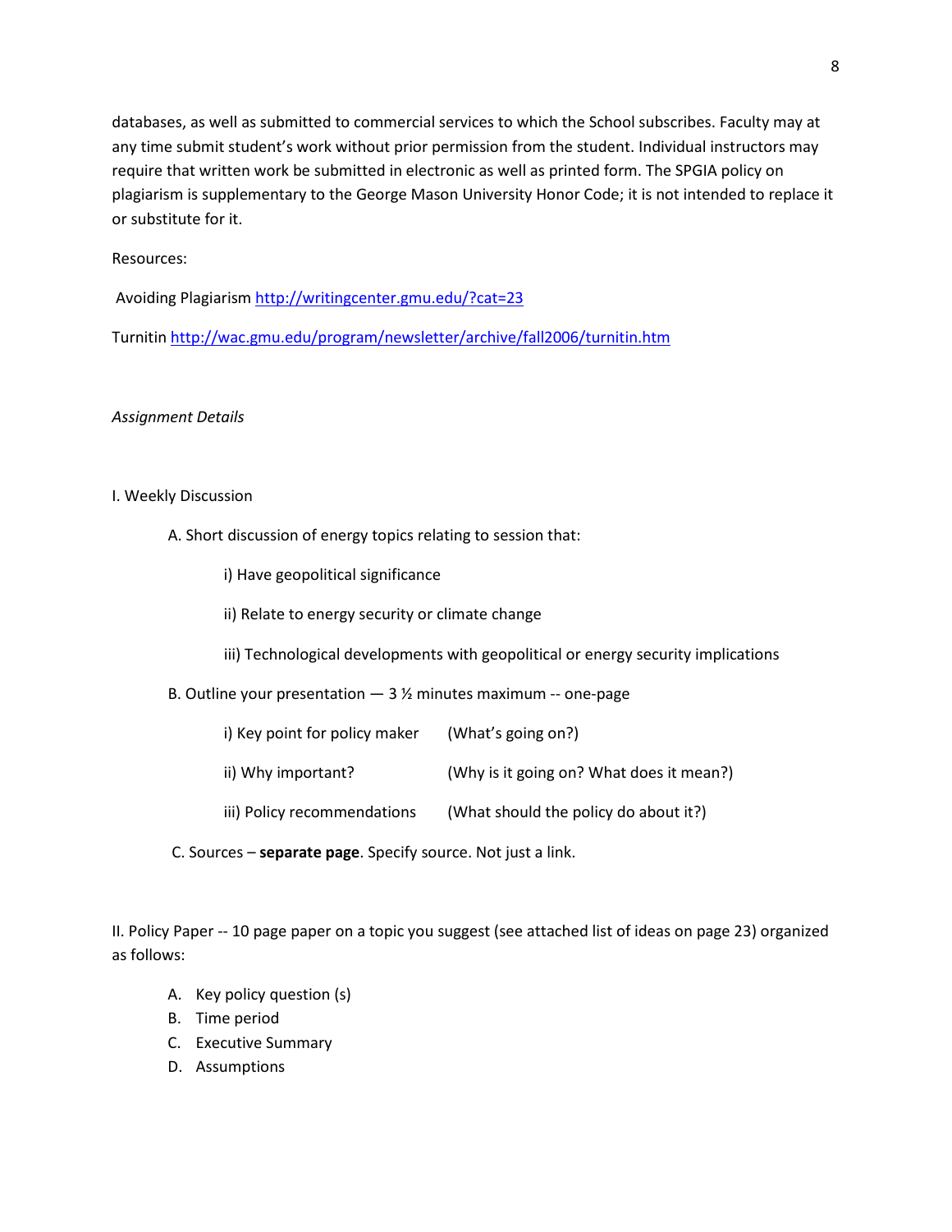databases, as well as submitted to commercial services to which the School subscribes. Faculty may at any time submit student's work without prior permission from the student. Individual instructors may require that written work be submitted in electronic as well as printed form. The SPGIA policy on plagiarism is supplementary to the George Mason University Honor Code; it is not intended to replace it or substitute for it.

Resources:

Avoiding Plagiarism http://writingcenter.gmu.edu/?cat=23

Turnitin http://wac.gmu.edu/program/newsletter/archive/fall2006/turnitin.htm

*Assignment Details*

I. Weekly Discussion

A. Short discussion of energy topics relating to session that:

i) Have geopolitical significance

ii) Relate to energy security or climate change

iii) Technological developments with geopolitical or energy security implications

B. Outline your presentation — 3 ½ minutes maximum -- one-page

i) Key point for policy maker (What's going on?)

ii) Why important? (Why is it going on? What does it mean?)

iii) Policy recommendations (What should the policy do about it?)

C. Sources – **separate page**. Specify source. Not just a link.

II. Policy Paper -- 10 page paper on a topic you suggest (see attached list of ideas on page 23) organized as follows:

A. Key policy question (s)
B. Time period
C. Executive Summary
D. Assumptions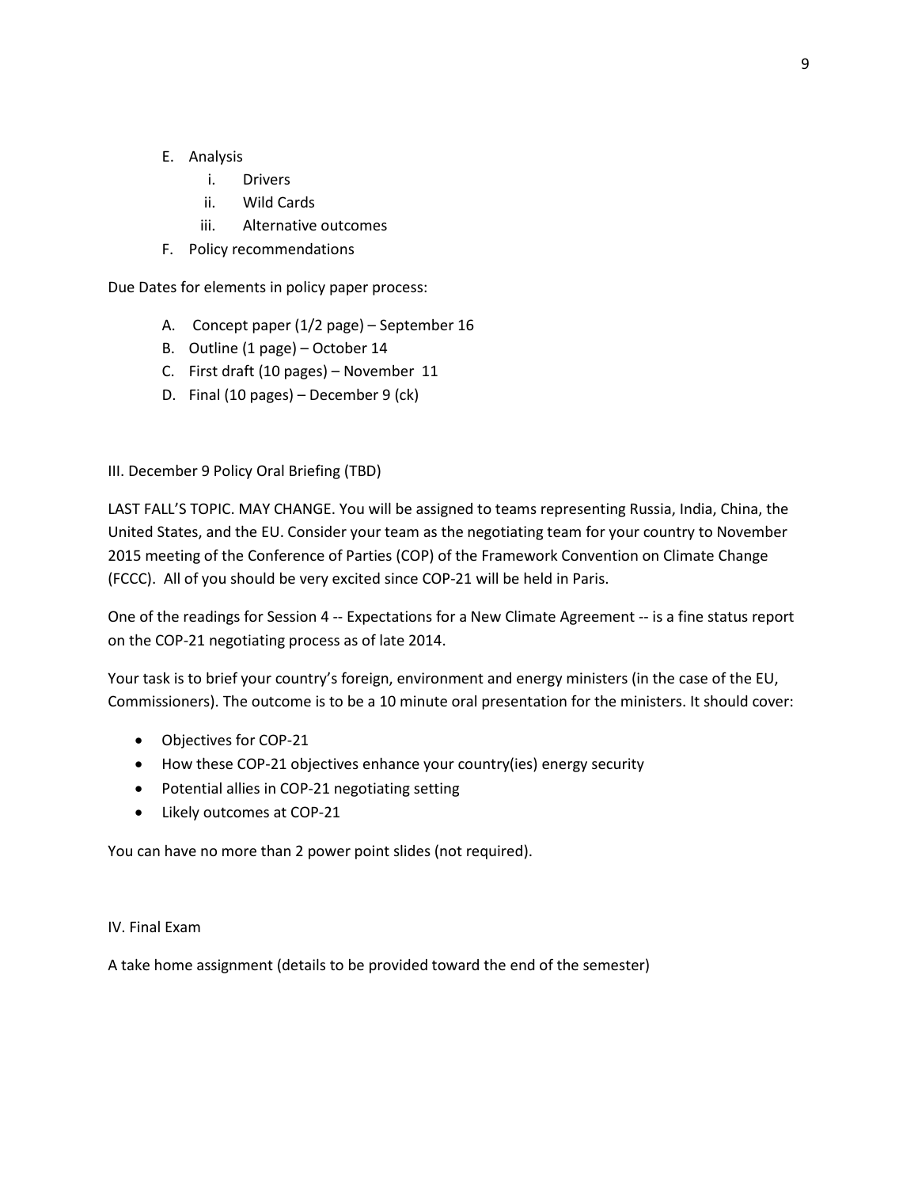E. Analysis
    i. Drivers
    ii. Wild Cards
    iii. Alternative outcomes
F. Policy recommendations

Due Dates for elements in policy paper process:

A. Concept paper (1/2 page) – September 16
B. Outline (1 page) – October 14
C. First draft (10 pages) – November 11
D. Final (10 pages) – December 9 (ck)

III. December 9 Policy Oral Briefing (TBD)

LAST FALL'S TOPIC. MAY CHANGE. You will be assigned to teams representing Russia, India, China, the United States, and the EU. Consider your team as the negotiating team for your country to November 2015 meeting of the Conference of Parties (COP) of the Framework Convention on Climate Change (FCCC). All of you should be very excited since COP-21 will be held in Paris.

One of the readings for Session 4 -- Expectations for a New Climate Agreement -- is a fine status report on the COP-21 negotiating process as of late 2014.

Your task is to brief your country's foreign, environment and energy ministers (in the case of the EU, Commissioners). The outcome is to be a 10 minute oral presentation for the ministers. It should cover:

- Objectives for COP-21
- How these COP-21 objectives enhance your country(ies) energy security
- Potential allies in COP-21 negotiating setting
- Likely outcomes at COP-21

You can have no more than 2 power point slides (not required).

IV. Final Exam

A take home assignment (details to be provided toward the end of the semester)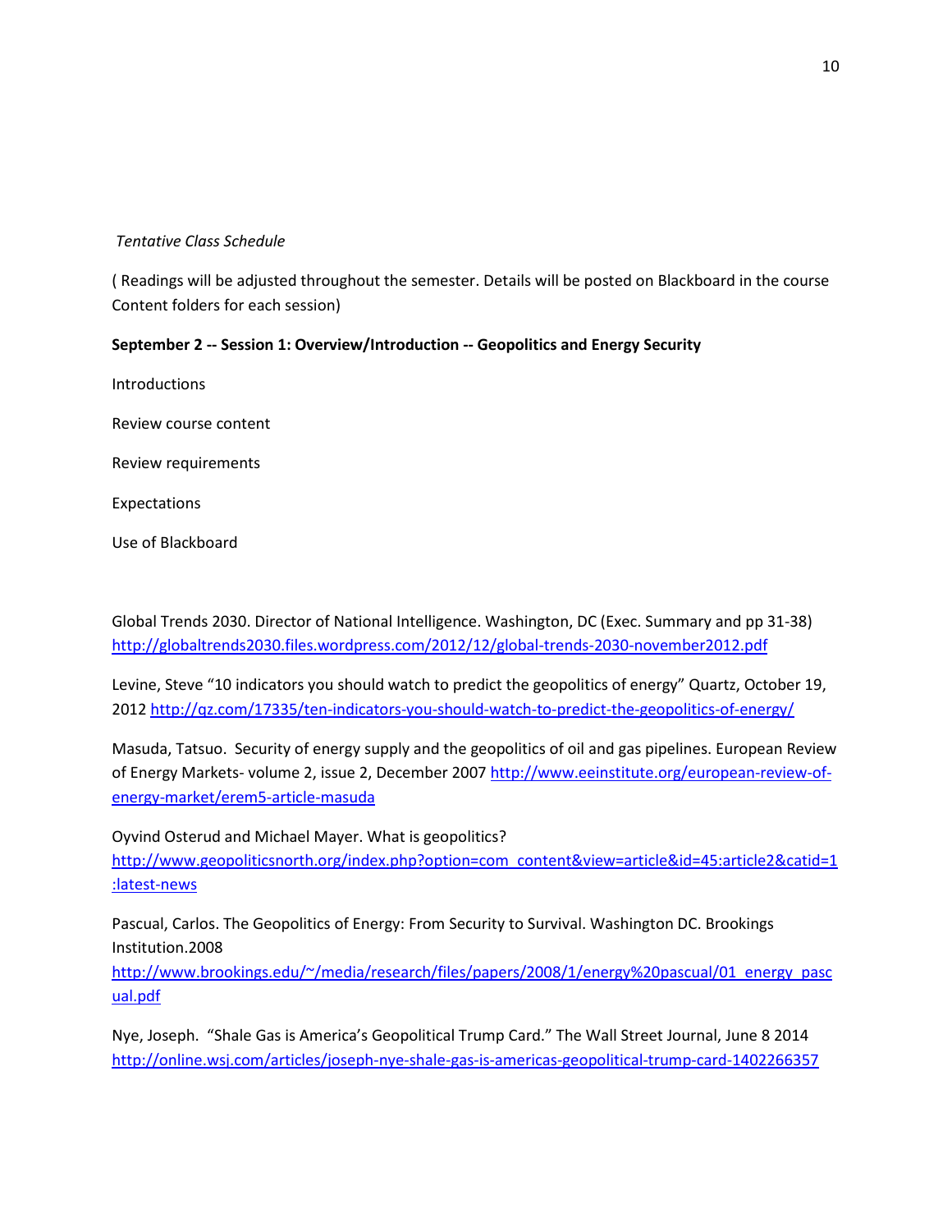*Tentative Class Schedule*

( Readings will be adjusted throughout the semester. Details will be posted on Blackboard in the course Content folders for each session)

**September 2 -- Session 1: Overview/Introduction -- Geopolitics and Energy Security**

Introductions

Review course content

Review requirements

Expectations

Use of Blackboard

Global Trends 2030. Director of National Intelligence. Washington, DC (Exec. Summary and pp 31-38) http://globaltrends2030.files.wordpress.com/2012/12/global-trends-2030-november2012.pdf

Levine, Steve "10 indicators you should watch to predict the geopolitics of energy" Quartz, October 19, 2012 http://qz.com/17335/ten-indicators-you-should-watch-to-predict-the-geopolitics-of-energy/

Masuda, Tatsuo. Security of energy supply and the geopolitics of oil and gas pipelines. European Review of Energy Markets- volume 2, issue 2, December 2007 http://www.eeinstitute.org/european-review-of-energy-market/erem5-article-masuda

Oyvind Osterud and Michael Mayer. What is geopolitics? http://www.geopoliticsnorth.org/index.php?option=com_content&view=article&id=45:article2&catid=1:latest-news

Pascual, Carlos. The Geopolitics of Energy: From Security to Survival. Washington DC. Brookings Institution.2008 http://www.brookings.edu/~/media/research/files/papers/2008/1/energy%20pascual/01_energy_pascual.pdf

Nye, Joseph. "Shale Gas is America's Geopolitical Trump Card." The Wall Street Journal, June 8 2014 http://online.wsj.com/articles/joseph-nye-shale-gas-is-americas-geopolitical-trump-card-1402266357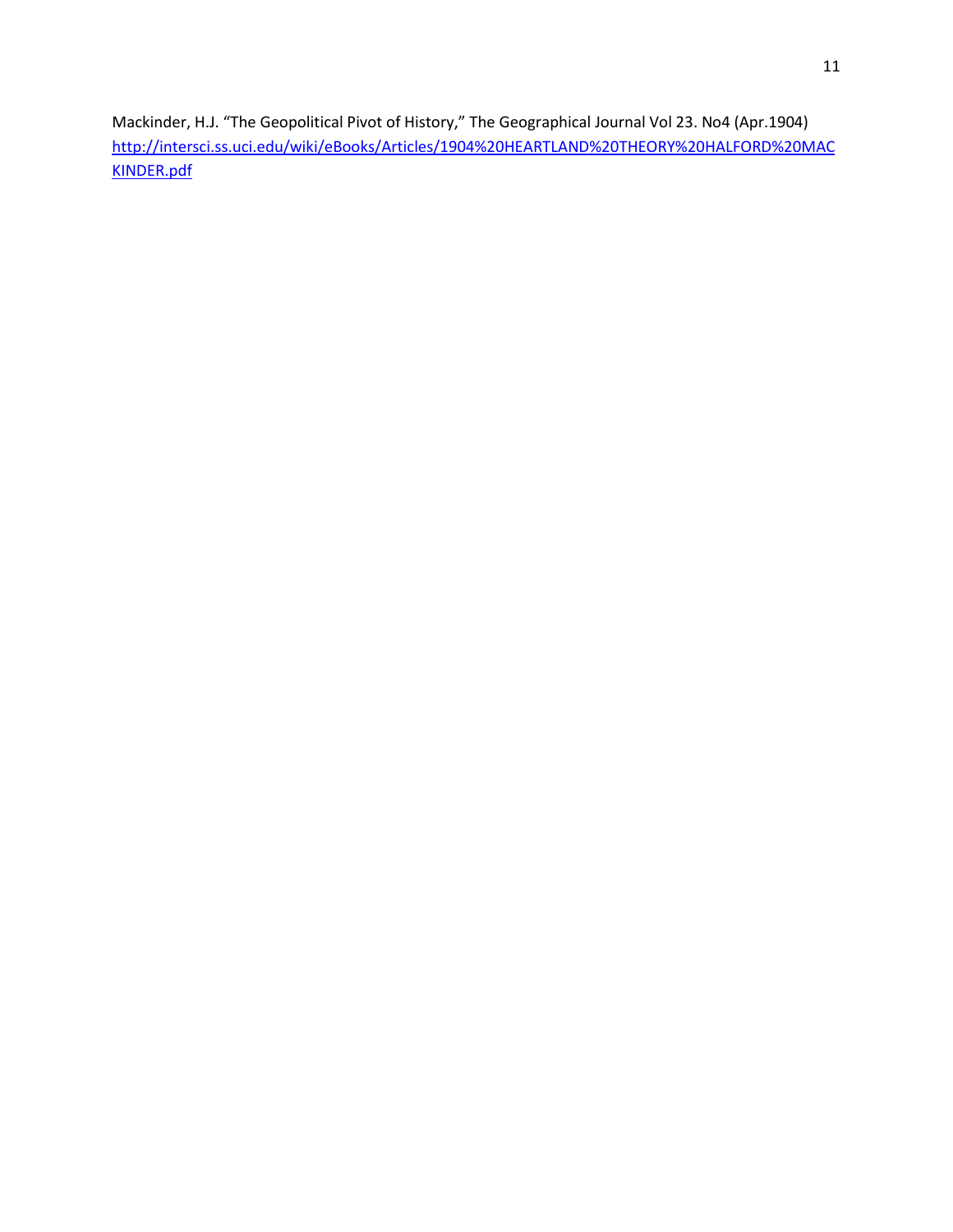Mackinder, H.J. "The Geopolitical Pivot of History," The Geographical Journal Vol 23. No4 (Apr.1904) [http://intersci.ss.uci.edu/wiki/eBooks/Articles/1904%20HEARTLAND%20THEORY%20HALFORD%20MACKINDER.pdf](http://intersci.ss.uci.edu/wiki/eBooks/Articles/1904%20HEARTLAND%20THEORY%20HALFORD%20MACKINDER.pdf)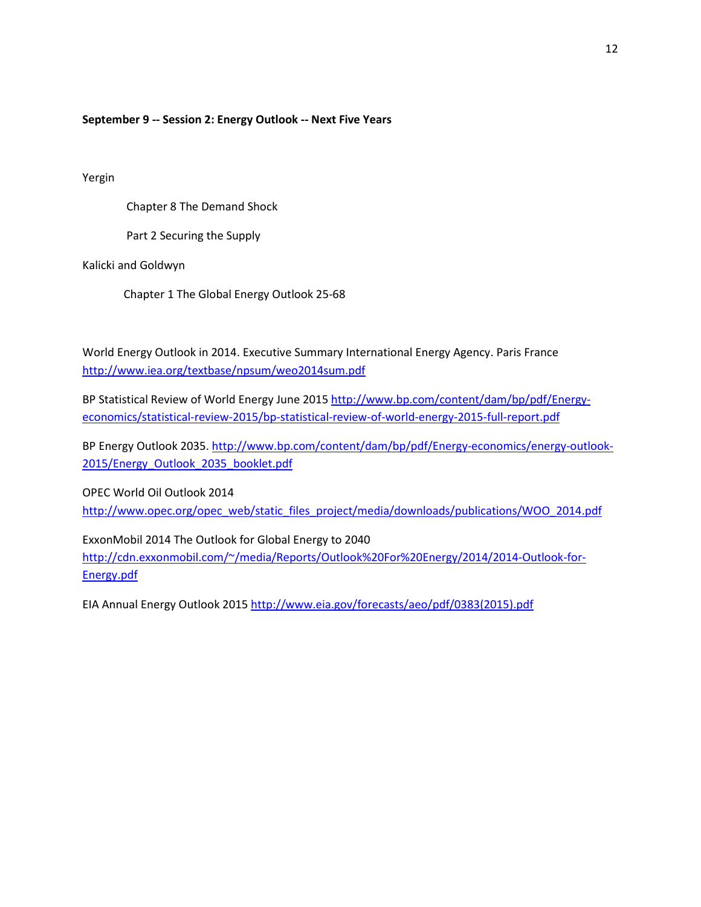**September 9 -- Session 2: Energy Outlook -- Next Five Years**

Yergin

Chapter 8 The Demand Shock

Part 2 Securing the Supply

Kalicki and Goldwyn

Chapter 1 The Global Energy Outlook 25-68

World Energy Outlook in 2014. Executive Summary International Energy Agency. Paris France http://www.iea.org/textbase/npsum/weo2014sum.pdf

BP Statistical Review of World Energy June 2015 http://www.bp.com/content/dam/bp/pdf/Energy-economics/statistical-review-2015/bp-statistical-review-of-world-energy-2015-full-report.pdf

BP Energy Outlook 2035. http://www.bp.com/content/dam/bp/pdf/Energy-economics/energy-outlook-2015/Energy_Outlook_2035_booklet.pdf

OPEC World Oil Outlook 2014
http://www.opec.org/opec_web/static_files_project/media/downloads/publications/WOO_2014.pdf

ExxonMobil 2014 The Outlook for Global Energy to 2040
http://cdn.exxonmobil.com/~/media/Reports/Outlook%20For%20Energy/2014/2014-Outlook-for-Energy.pdf

EIA Annual Energy Outlook 2015 http://www.eia.gov/forecasts/aeo/pdf/0383(2015).pdf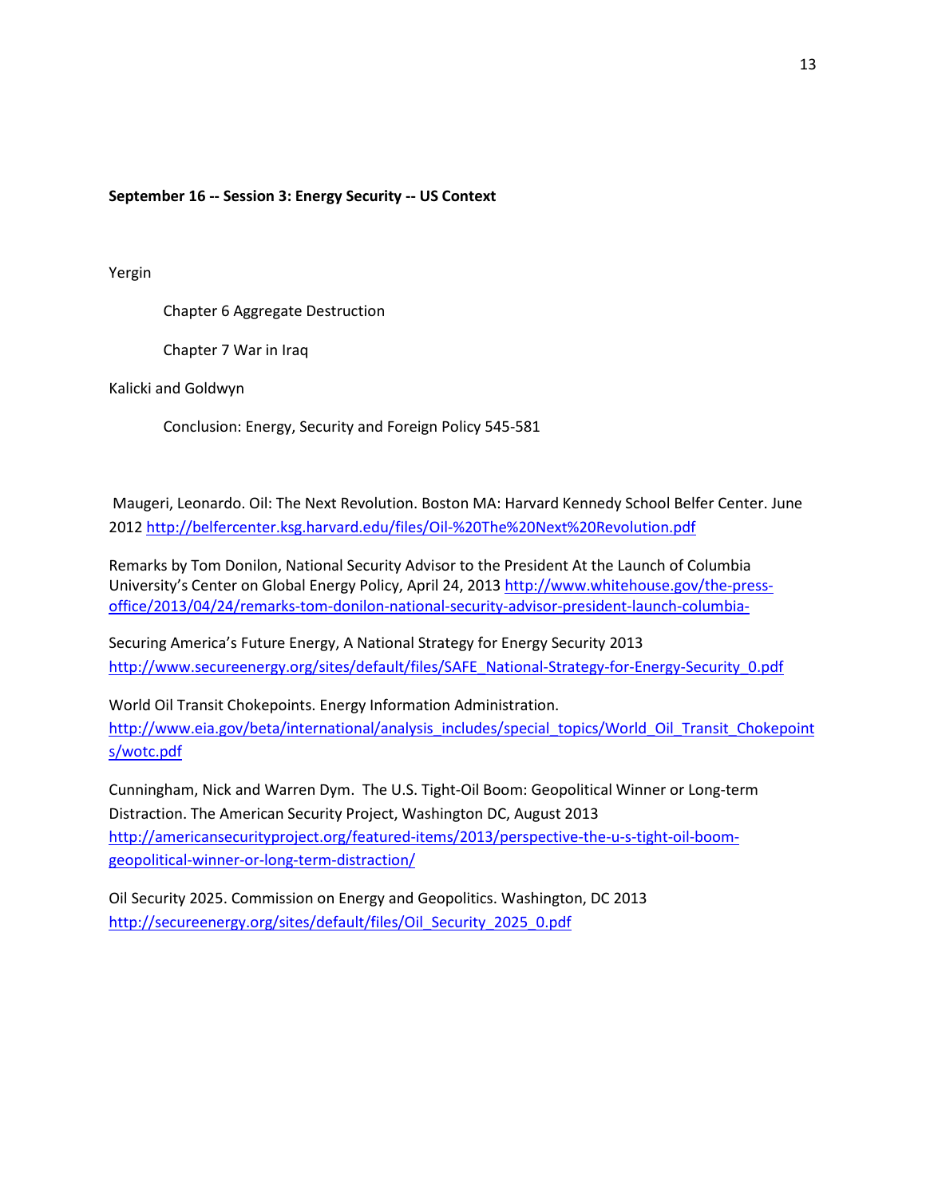**September 16 -- Session 3: Energy Security -- US Context**

Yergin

Chapter 6 Aggregate Destruction

Chapter 7 War in Iraq

Kalicki and Goldwyn

Conclusion: Energy, Security and Foreign Policy 545-581

Maugeri, Leonardo. Oil: The Next Revolution. Boston MA: Harvard Kennedy School Belfer Center. June 2012 http://belfercenter.ksg.harvard.edu/files/Oil-%20The%20Next%20Revolution.pdf

Remarks by Tom Donilon, National Security Advisor to the President At the Launch of Columbia University's Center on Global Energy Policy, April 24, 2013 http://www.whitehouse.gov/the-press-office/2013/04/24/remarks-tom-donilon-national-security-advisor-president-launch-columbia-

Securing America's Future Energy, A National Strategy for Energy Security 2013 http://www.secureenergy.org/sites/default/files/SAFE_National-Strategy-for-Energy-Security_0.pdf

World Oil Transit Chokepoints. Energy Information Administration. http://www.eia.gov/beta/international/analysis_includes/special_topics/World_Oil_Transit_Chokepoints/wotc.pdf

Cunningham, Nick and Warren Dym. The U.S. Tight-Oil Boom: Geopolitical Winner or Long-term Distraction. The American Security Project, Washington DC, August 2013 http://americansecurityproject.org/featured-items/2013/perspective-the-u-s-tight-oil-boom-geopolitical-winner-or-long-term-distraction/

Oil Security 2025. Commission on Energy and Geopolitics. Washington, DC 2013 http://secureenergy.org/sites/default/files/Oil_Security_2025_0.pdf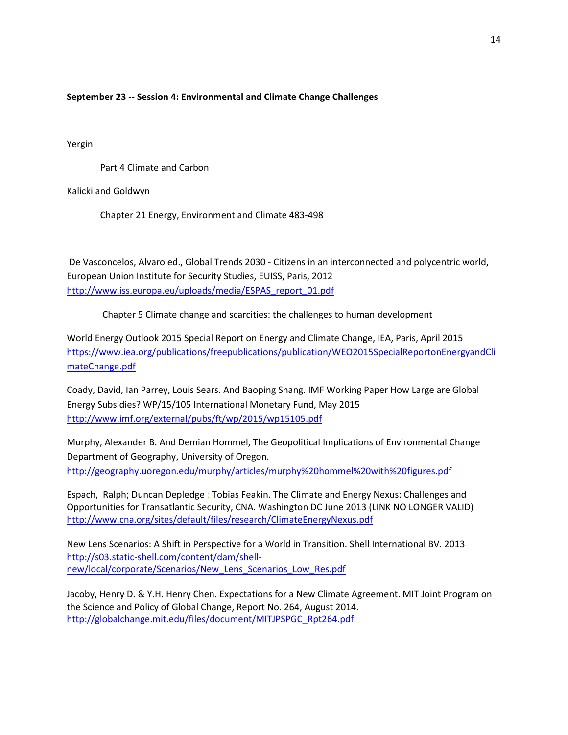**September 23 -- Session 4: Environmental and Climate Change Challenges**

Yergin

Part 4 Climate and Carbon

Kalicki and Goldwyn

Chapter 21 Energy, Environment and Climate 483-498

De Vasconcelos, Alvaro ed., Global Trends 2030 - Citizens in an interconnected and polycentric world, European Union Institute for Security Studies, EUISS, Paris, 2012 http://www.iss.europa.eu/uploads/media/ESPAS_report_01.pdf

Chapter 5 Climate change and scarcities: the challenges to human development

World Energy Outlook 2015 Special Report on Energy and Climate Change, IEA, Paris, April 2015 https://www.iea.org/publications/freepublications/publication/WEO2015SpecialReportonEnergyandClimateChange.pdf

Coady, David, Ian Parrey, Louis Sears. And Baoping Shang. IMF Working Paper How Large are Global Energy Subsidies? WP/15/105 International Monetary Fund, May 2015 http://www.imf.org/external/pubs/ft/wp/2015/wp15105.pdf

Murphy, Alexander B. And Demian Hommel, The Geopolitical Implications of Environmental Change Department of Geography, University of Oregon. http://geography.uoregon.edu/murphy/articles/murphy%20hommel%20with%20figures.pdf

Espach, Ralph; Duncan Depledge ; Tobias Feakin. The Climate and Energy Nexus: Challenges and Opportunities for Transatlantic Security, CNA. Washington DC June 2013 (LINK NO LONGER VALID) http://www.cna.org/sites/default/files/research/ClimateEnergyNexus.pdf

New Lens Scenarios: A Shift in Perspective for a World in Transition. Shell International BV. 2013 http://s03.static-shell.com/content/dam/shell-new/local/corporate/Scenarios/New_Lens_Scenarios_Low_Res.pdf

Jacoby, Henry D. & Y.H. Henry Chen. Expectations for a New Climate Agreement. MIT Joint Program on the Science and Policy of Global Change, Report No. 264, August 2014. http://globalchange.mit.edu/files/document/MITJPSPGC_Rpt264.pdf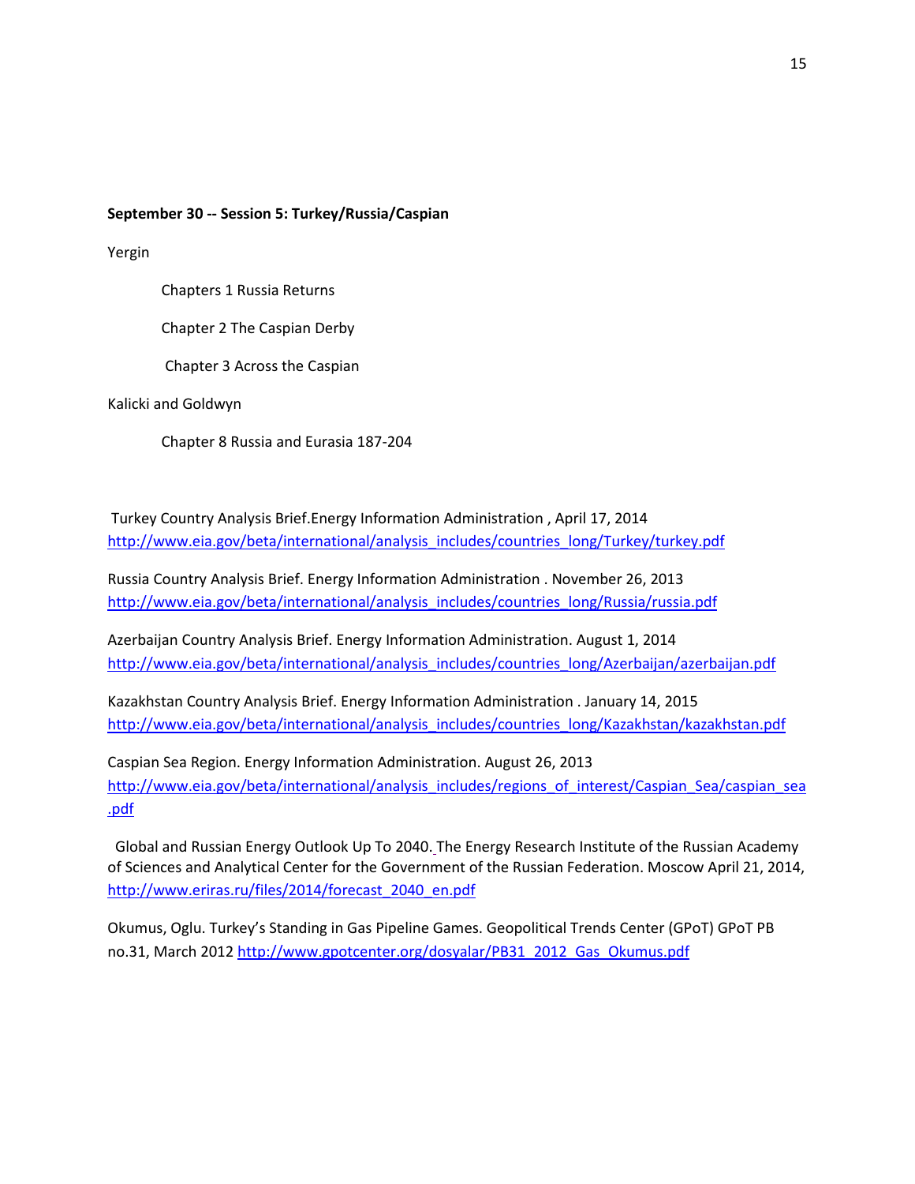**September 30 -- Session 5: Turkey/Russia/Caspian**

Yergin

Chapters 1 Russia Returns

Chapter 2 The Caspian Derby

Chapter 3 Across the Caspian

Kalicki and Goldwyn

Chapter 8 Russia and Eurasia 187-204

Turkey Country Analysis Brief.Energy Information Administration , April 17, 2014 http://www.eia.gov/beta/international/analysis_includes/countries_long/Turkey/turkey.pdf

Russia Country Analysis Brief. Energy Information Administration . November 26, 2013 http://www.eia.gov/beta/international/analysis_includes/countries_long/Russia/russia.pdf

Azerbaijan Country Analysis Brief. Energy Information Administration. August 1, 2014 http://www.eia.gov/beta/international/analysis_includes/countries_long/Azerbaijan/azerbaijan.pdf

Kazakhstan Country Analysis Brief. Energy Information Administration . January 14, 2015 http://www.eia.gov/beta/international/analysis_includes/countries_long/Kazakhstan/kazakhstan.pdf

Caspian Sea Region. Energy Information Administration. August 26, 2013 http://www.eia.gov/beta/international/analysis_includes/regions_of_interest/Caspian_Sea/caspian_sea.pdf

Global and Russian Energy Outlook Up To 2040. The Energy Research Institute of the Russian Academy of Sciences and Analytical Center for the Government of the Russian Federation. Moscow April 21, 2014, http://www.eriras.ru/files/2014/forecast_2040_en.pdf

Okumus, Oglu. Turkey's Standing in Gas Pipeline Games. Geopolitical Trends Center (GPoT) GPoT PB no.31, March 2012 http://www.gpotcenter.org/dosyalar/PB31_2012_Gas_Okumus.pdf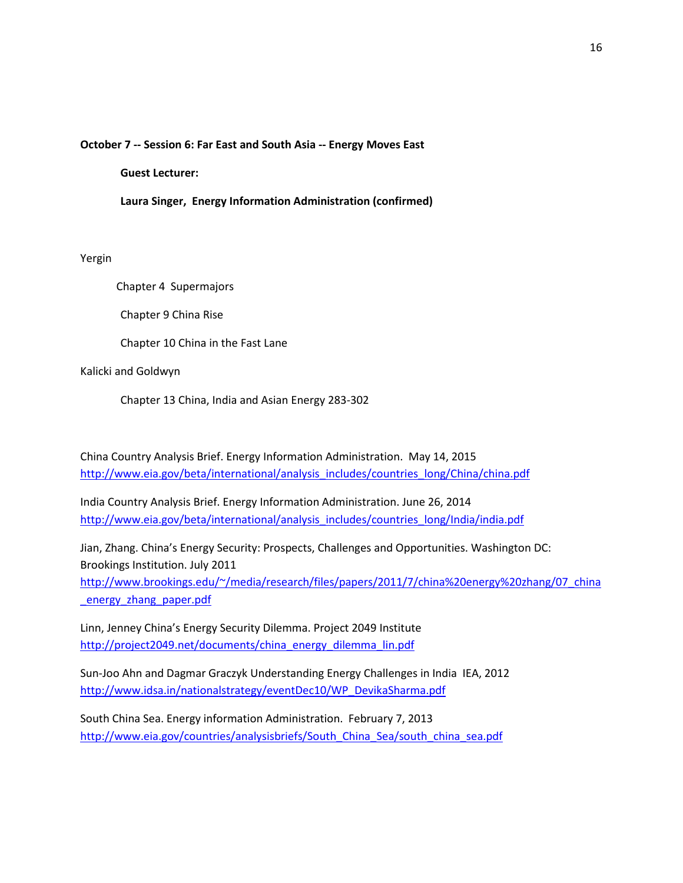**October 7 -- Session 6: Far East and South Asia -- Energy Moves East**

**Guest Lecturer:**

**Laura Singer, Energy Information Administration (confirmed)**

Yergin

Chapter 4 Supermajors

Chapter 9 China Rise

Chapter 10 China in the Fast Lane

Kalicki and Goldwyn

Chapter 13 China, India and Asian Energy 283-302

China Country Analysis Brief. Energy Information Administration. May 14, 2015
http://www.eia.gov/beta/international/analysis_includes/countries_long/China/china.pdf

India Country Analysis Brief. Energy Information Administration. June 26, 2014
http://www.eia.gov/beta/international/analysis_includes/countries_long/India/india.pdf

Jian, Zhang. China's Energy Security: Prospects, Challenges and Opportunities. Washington DC: Brookings Institution. July 2011
http://www.brookings.edu/~/media/research/files/papers/2011/7/china%20energy%20zhang/07_china_energy_zhang_paper.pdf

Linn, Jenney China's Energy Security Dilemma. Project 2049 Institute
http://project2049.net/documents/china_energy_dilemma_lin.pdf

Sun-Joo Ahn and Dagmar Graczyk Understanding Energy Challenges in India IEA, 2012
http://www.idsa.in/nationalstrategy/eventDec10/WP_DevikaSharma.pdf

South China Sea. Energy information Administration. February 7, 2013
http://www.eia.gov/countries/analysisbriefs/South_China_Sea/south_china_sea.pdf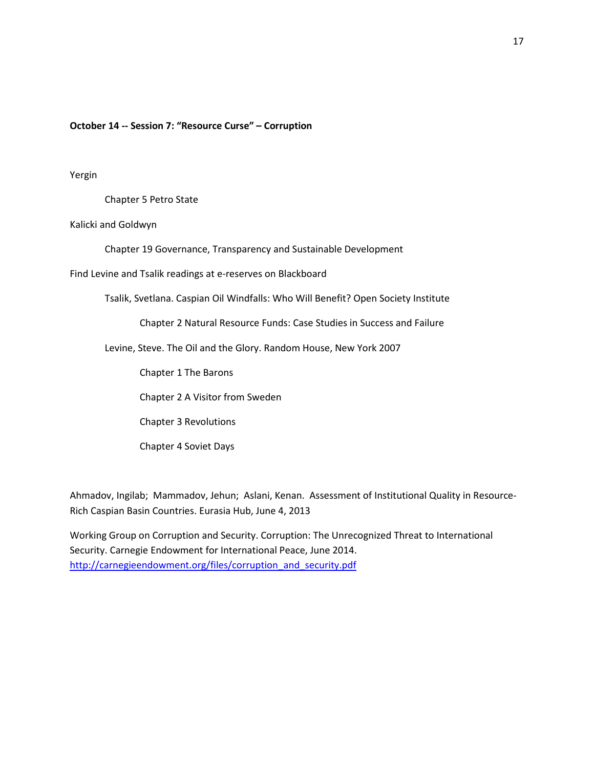**October 14 -- Session 7: “Resource Curse” – Corruption**

Yergin

Chapter 5 Petro State

Kalicki and Goldwyn

Chapter 19 Governance, Transparency and Sustainable Development

Find Levine and Tsalik readings at e-reserves on Blackboard

Tsalik, Svetlana. Caspian Oil Windfalls: Who Will Benefit? Open Society Institute

Chapter 2 Natural Resource Funds: Case Studies in Success and Failure

Levine, Steve. The Oil and the Glory. Random House, New York 2007

Chapter 1 The Barons

Chapter 2 A Visitor from Sweden

Chapter 3 Revolutions

Chapter 4 Soviet Days

Ahmadov, Ingilab; Mammadov, Jehun; Aslani, Kenan. Assessment of Institutional Quality in Resource-Rich Caspian Basin Countries. Eurasia Hub, June 4, 2013

Working Group on Corruption and Security. Corruption: The Unrecognized Threat to International Security. Carnegie Endowment for International Peace, June 2014. [http://carnegieendowment.org/files/corruption_and_security.pdf](http://carnegieendowment.org/files/corruption_and_security.pdf)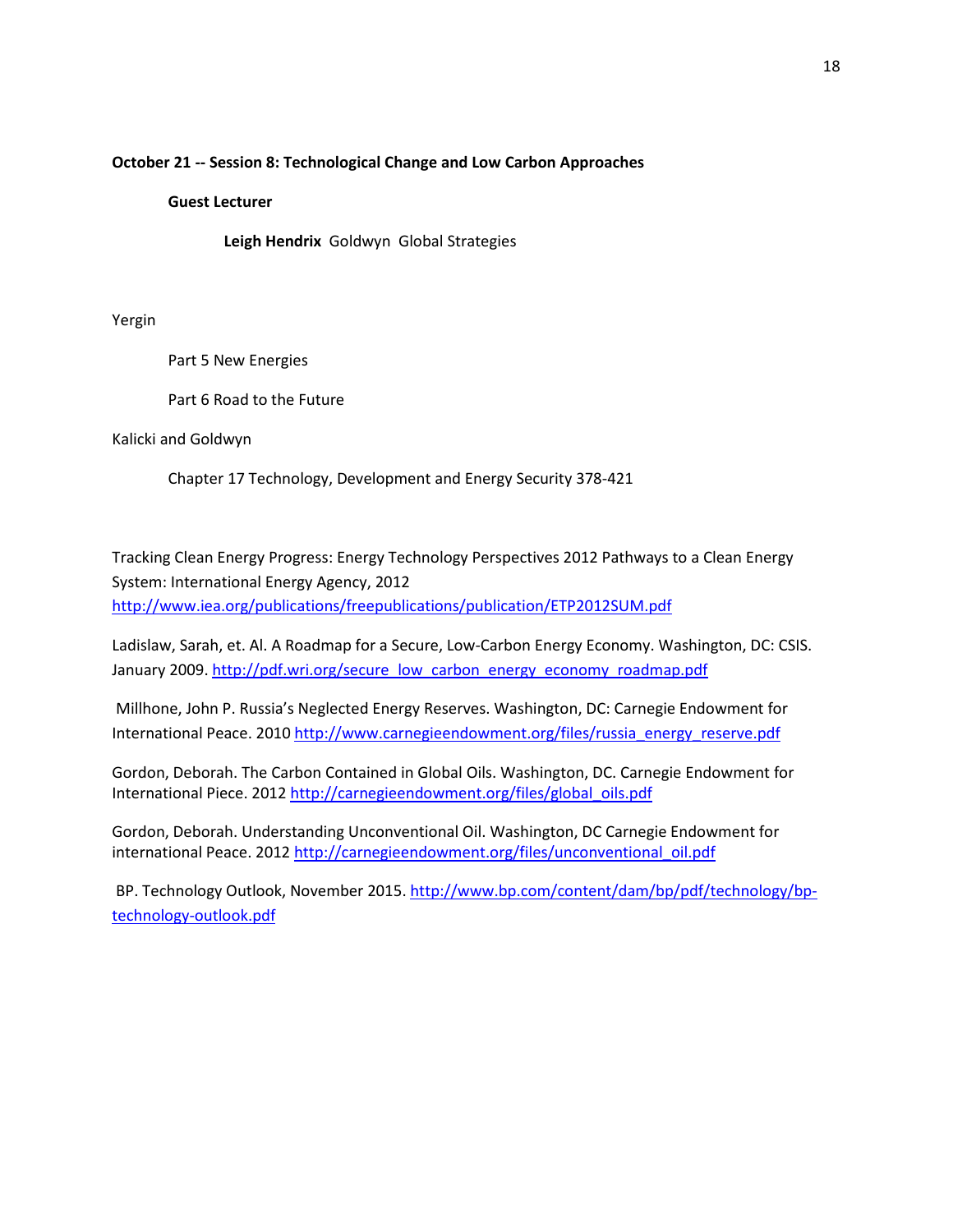**October 21 -- Session 8: Technological Change and Low Carbon Approaches**

**Guest Lecturer**

**Leigh Hendrix** Goldwyn Global Strategies

Yergin

Part 5 New Energies

Part 6 Road to the Future

Kalicki and Goldwyn

Chapter 17 Technology, Development and Energy Security 378-421

Tracking Clean Energy Progress: Energy Technology Perspectives 2012 Pathways to a Clean Energy System: International Energy Agency, 2012 http://www.iea.org/publications/freepublications/publication/ETP2012SUM.pdf

Ladislaw, Sarah, et. Al. A Roadmap for a Secure, Low-Carbon Energy Economy. Washington, DC: CSIS. January 2009. http://pdf.wri.org/secure_low_carbon_energy_economy_roadmap.pdf

Millhone, John P. Russia's Neglected Energy Reserves. Washington, DC: Carnegie Endowment for International Peace. 2010 http://www.carnegieendowment.org/files/russia_energy_reserve.pdf

Gordon, Deborah. The Carbon Contained in Global Oils. Washington, DC. Carnegie Endowment for International Piece. 2012 http://carnegieendowment.org/files/global_oils.pdf

Gordon, Deborah. Understanding Unconventional Oil. Washington, DC Carnegie Endowment for international Peace. 2012 http://carnegieendowment.org/files/unconventional_oil.pdf

BP. Technology Outlook, November 2015. http://www.bp.com/content/dam/bp/pdf/technology/bp-technology-outlook.pdf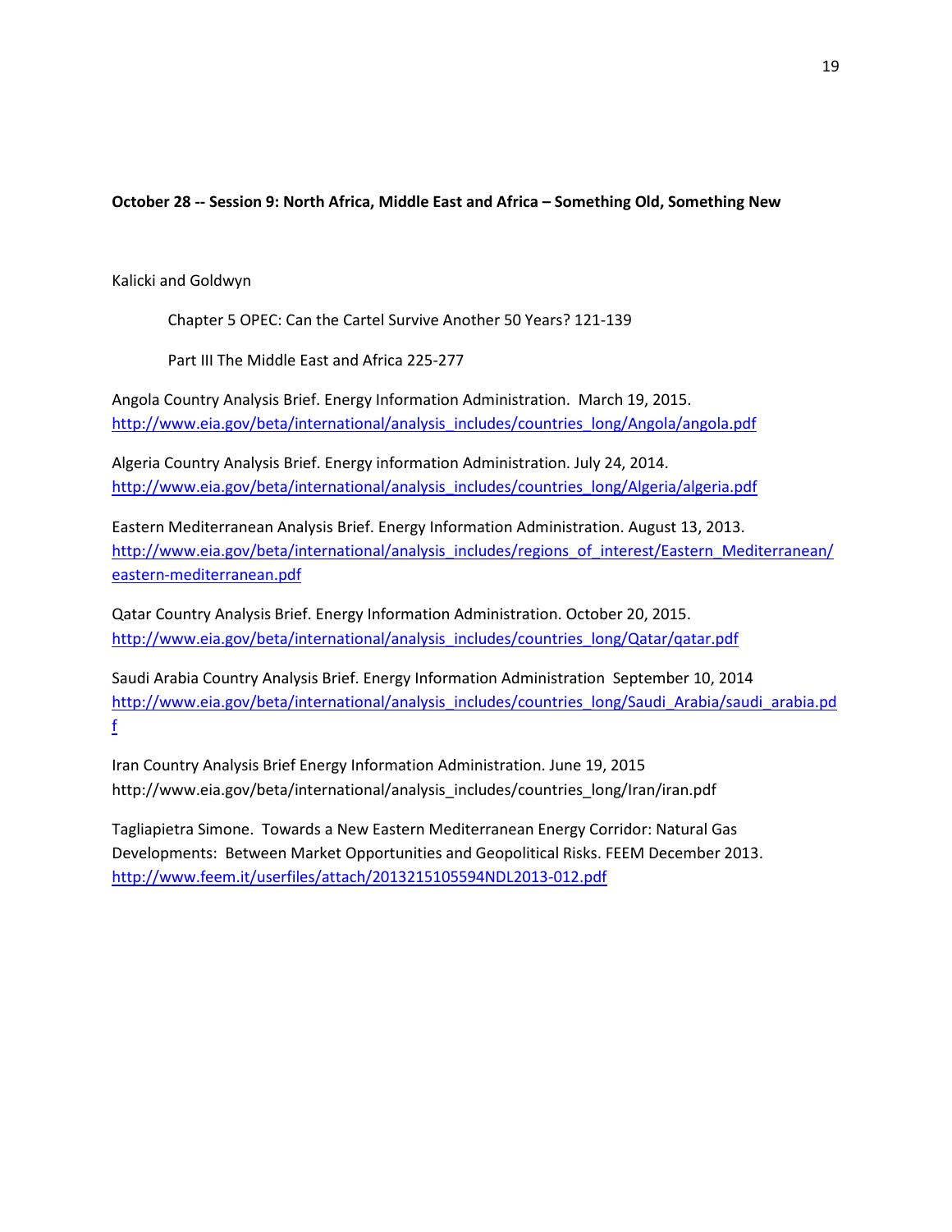**October 28 -- Session 9: North Africa, Middle East and Africa – Something Old, Something New**

Kalicki and Goldwyn

Chapter 5 OPEC: Can the Cartel Survive Another 50 Years? 121-139

Part III The Middle East and Africa 225-277

Angola Country Analysis Brief. Energy Information Administration. March 19, 2015. http://www.eia.gov/beta/international/analysis_includes/countries_long/Angola/angola.pdf

Algeria Country Analysis Brief. Energy information Administration. July 24, 2014. http://www.eia.gov/beta/international/analysis_includes/countries_long/Algeria/algeria.pdf

Eastern Mediterranean Analysis Brief. Energy Information Administration. August 13, 2013. http://www.eia.gov/beta/international/analysis_includes/regions_of_interest/Eastern_Mediterranean/eastern-mediterranean.pdf

Qatar Country Analysis Brief. Energy Information Administration. October 20, 2015. http://www.eia.gov/beta/international/analysis_includes/countries_long/Qatar/qatar.pdf

Saudi Arabia Country Analysis Brief. Energy Information Administration September 10, 2014 http://www.eia.gov/beta/international/analysis_includes/countries_long/Saudi_Arabia/saudi_arabia.pdf

Iran Country Analysis Brief Energy Information Administration. June 19, 2015 http://www.eia.gov/beta/international/analysis_includes/countries_long/Iran/iran.pdf

Tagliapietra Simone. Towards a New Eastern Mediterranean Energy Corridor: Natural Gas Developments: Between Market Opportunities and Geopolitical Risks. FEEM December 2013. http://www.feem.it/userfiles/attach/2013215105594NDL2013-012.pdf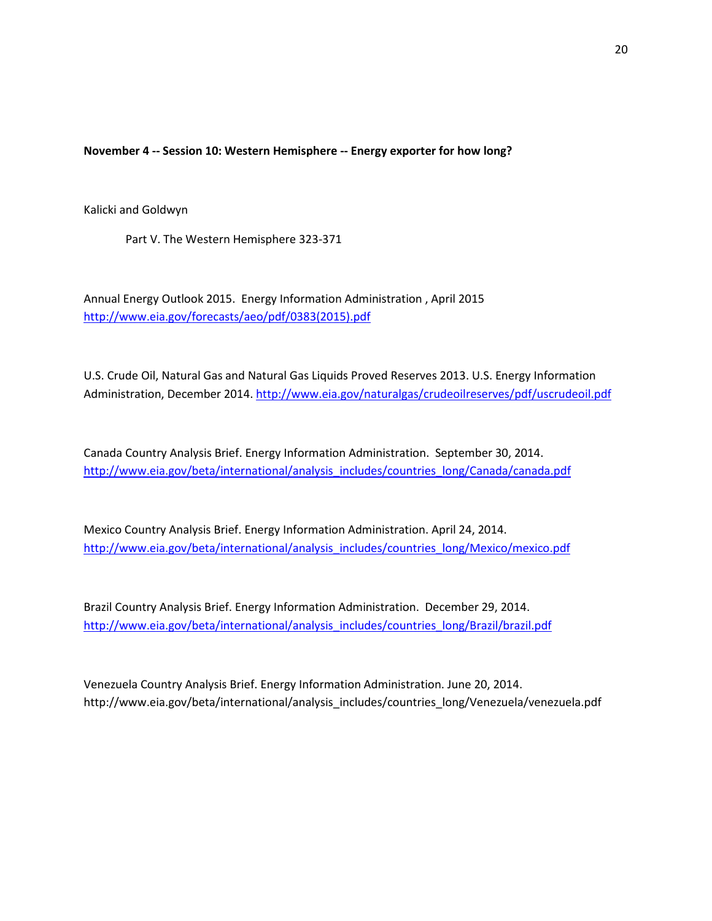**November 4 -- Session 10: Western Hemisphere -- Energy exporter for how long?**

Kalicki and Goldwyn

Part V. The Western Hemisphere 323-371

Annual Energy Outlook 2015. Energy Information Administration , April 2015 http://www.eia.gov/forecasts/aeo/pdf/0383(2015).pdf

U.S. Crude Oil, Natural Gas and Natural Gas Liquids Proved Reserves 2013. U.S. Energy Information Administration, December 2014. http://www.eia.gov/naturalgas/crudeoilreserves/pdf/uscrudeoil.pdf

Canada Country Analysis Brief. Energy Information Administration. September 30, 2014. http://www.eia.gov/beta/international/analysis_includes/countries_long/Canada/canada.pdf

Mexico Country Analysis Brief. Energy Information Administration. April 24, 2014. http://www.eia.gov/beta/international/analysis_includes/countries_long/Mexico/mexico.pdf

Brazil Country Analysis Brief. Energy Information Administration. December 29, 2014. http://www.eia.gov/beta/international/analysis_includes/countries_long/Brazil/brazil.pdf

Venezuela Country Analysis Brief. Energy Information Administration. June 20, 2014. http://www.eia.gov/beta/international/analysis_includes/countries_long/Venezuela/venezuela.pdf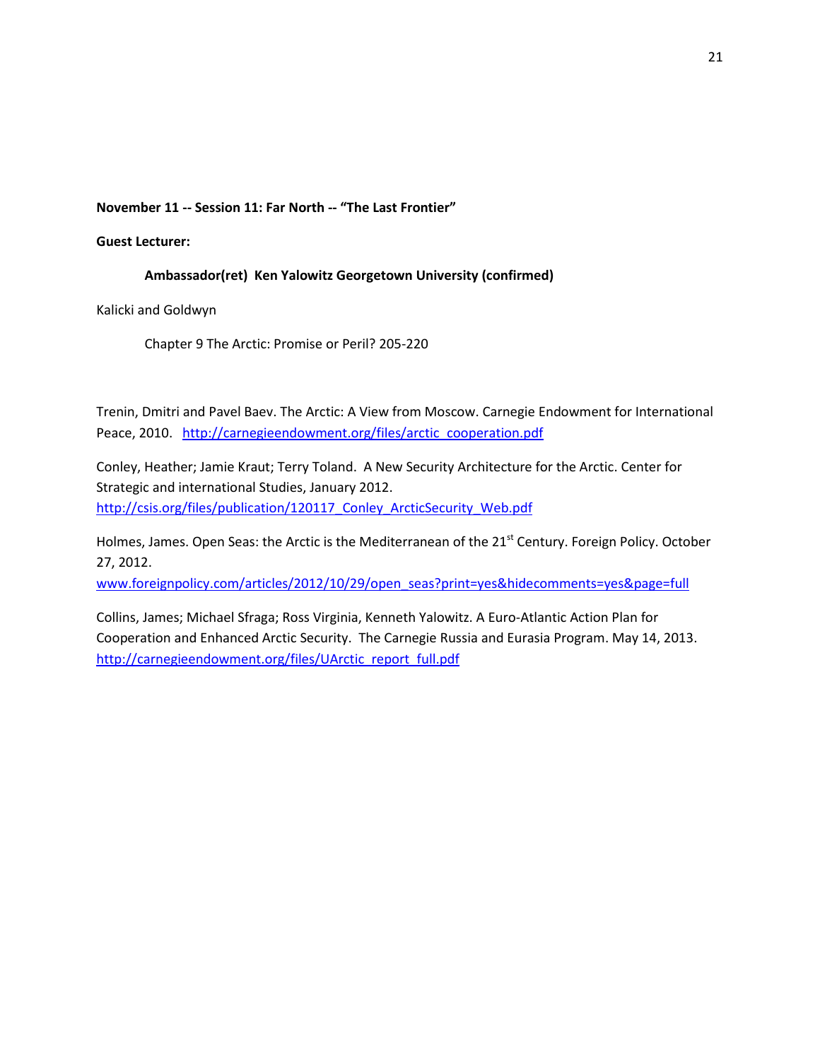**November 11 -- Session 11: Far North -- "The Last Frontier"**

**Guest Lecturer:**

**Ambassador(ret) Ken Yalowitz Georgetown University (confirmed)**

Kalicki and Goldwyn

Chapter 9 The Arctic: Promise or Peril? 205-220

Trenin, Dmitri and Pavel Baev. The Arctic: A View from Moscow. Carnegie Endowment for International Peace, 2010. http://carnegieendowment.org/files/arctic_cooperation.pdf

Conley, Heather; Jamie Kraut; Terry Toland. A New Security Architecture for the Arctic. Center for Strategic and international Studies, January 2012. http://csis.org/files/publication/120117_Conley_ArcticSecurity_Web.pdf

Holmes, James. Open Seas: the Arctic is the Mediterranean of the 21st Century. Foreign Policy. October 27, 2012. www.foreignpolicy.com/articles/2012/10/29/open_seas?print=yes&hidecomments=yes&page=full

Collins, James; Michael Sfraga; Ross Virginia, Kenneth Yalowitz. A Euro-Atlantic Action Plan for Cooperation and Enhanced Arctic Security. The Carnegie Russia and Eurasia Program. May 14, 2013. http://carnegieendowment.org/files/UArctic_report_full.pdf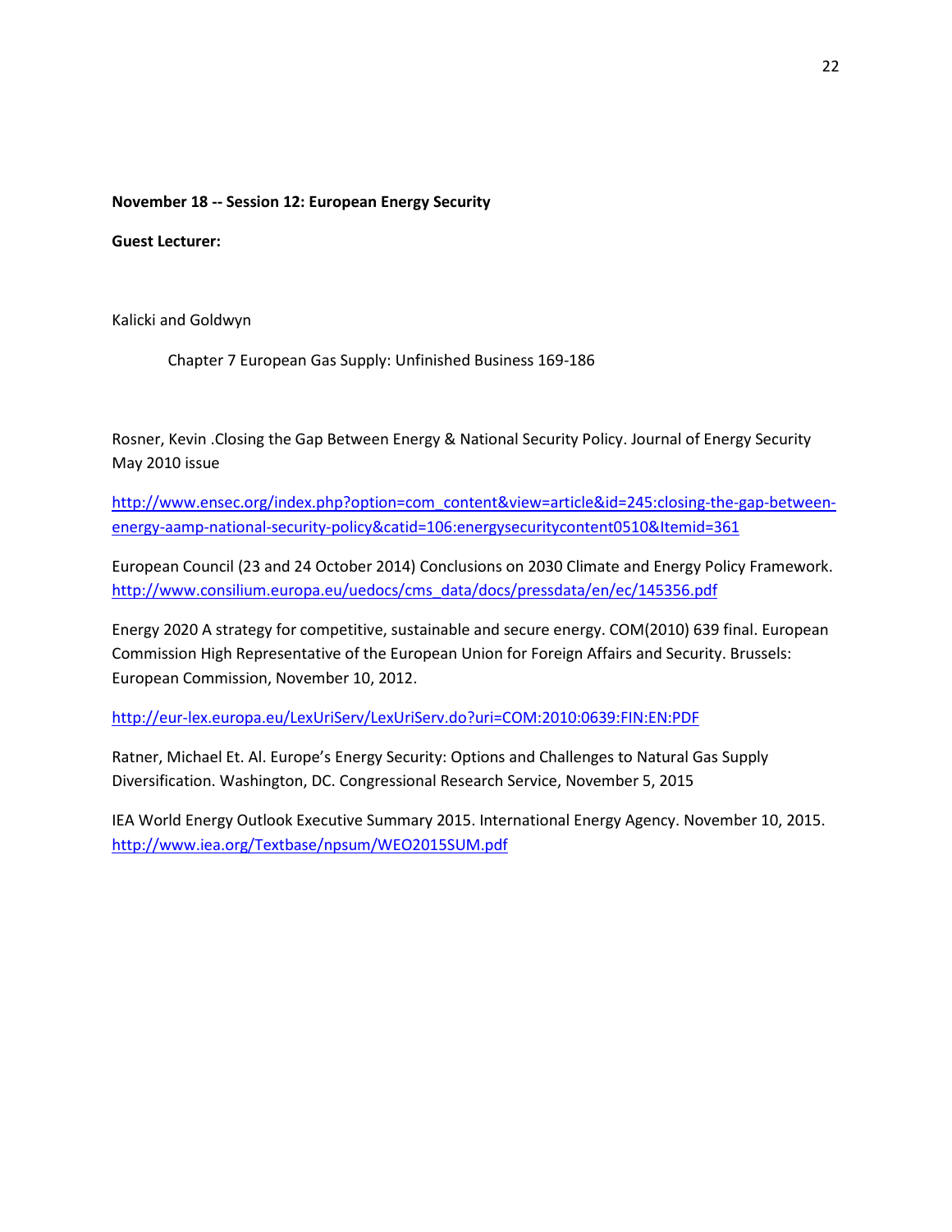**November 18 -- Session 12: European Energy Security**

**Guest Lecturer:**

Kalicki and Goldwyn

Chapter 7 European Gas Supply: Unfinished Business 169-186

Rosner, Kevin .Closing the Gap Between Energy & National Security Policy. Journal of Energy Security May 2010 issue

http://www.ensec.org/index.php?option=com_content&view=article&id=245:closing-the-gap-between-energy-aamp-national-security-policy&catid=106:energysecuritycontent0510&Itemid=361

European Council (23 and 24 October 2014) Conclusions on 2030 Climate and Energy Policy Framework. http://www.consilium.europa.eu/uedocs/cms_data/docs/pressdata/en/ec/145356.pdf

Energy 2020 A strategy for competitive, sustainable and secure energy. COM(2010) 639 final. European Commission High Representative of the European Union for Foreign Affairs and Security. Brussels: European Commission, November 10, 2012.

http://eur-lex.europa.eu/LexUriServ/LexUriServ.do?uri=COM:2010:0639:FIN:EN:PDF

Ratner, Michael Et. Al. Europe's Energy Security: Options and Challenges to Natural Gas Supply Diversification. Washington, DC. Congressional Research Service, November 5, 2015

IEA World Energy Outlook Executive Summary 2015. International Energy Agency. November 10, 2015. http://www.iea.org/Textbase/npsum/WEO2015SUM.pdf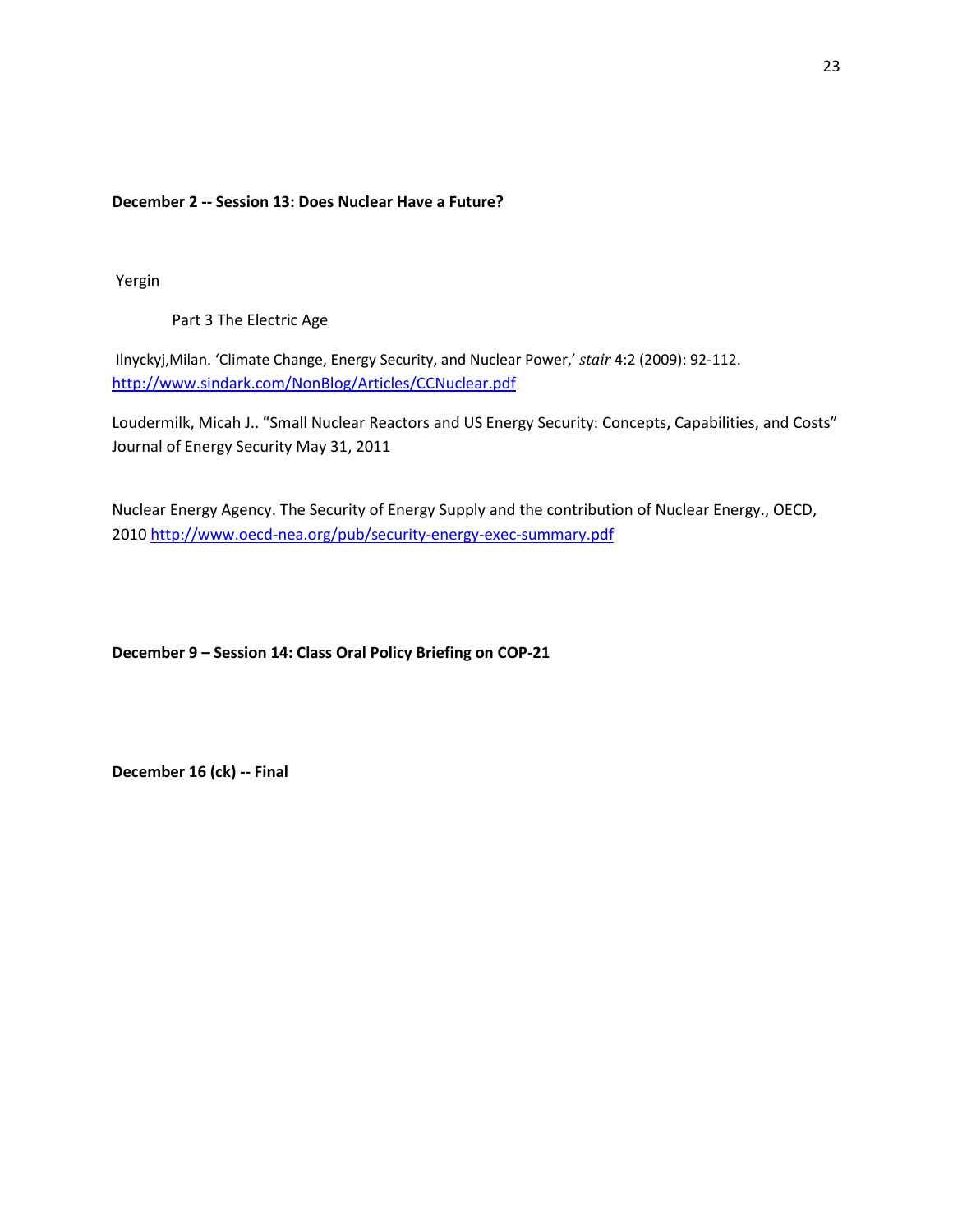**December 2 -- Session 13: Does Nuclear Have a Future?**

Yergin

Part 3 The Electric Age

Ilnyckyj,Milan. 'Climate Change, Energy Security, and Nuclear Power,' *stair* 4:2 (2009): 92-112. http://www.sindark.com/NonBlog/Articles/CCNuclear.pdf

Loudermilk, Micah J.. "Small Nuclear Reactors and US Energy Security: Concepts, Capabilities, and Costs" Journal of Energy Security May 31, 2011

Nuclear Energy Agency. The Security of Energy Supply and the contribution of Nuclear Energy., OECD, 2010 http://www.oecd-nea.org/pub/security-energy-exec-summary.pdf

**December 9 – Session 14: Class Oral Policy Briefing on COP-21**

**December 16 (ck) -- Final**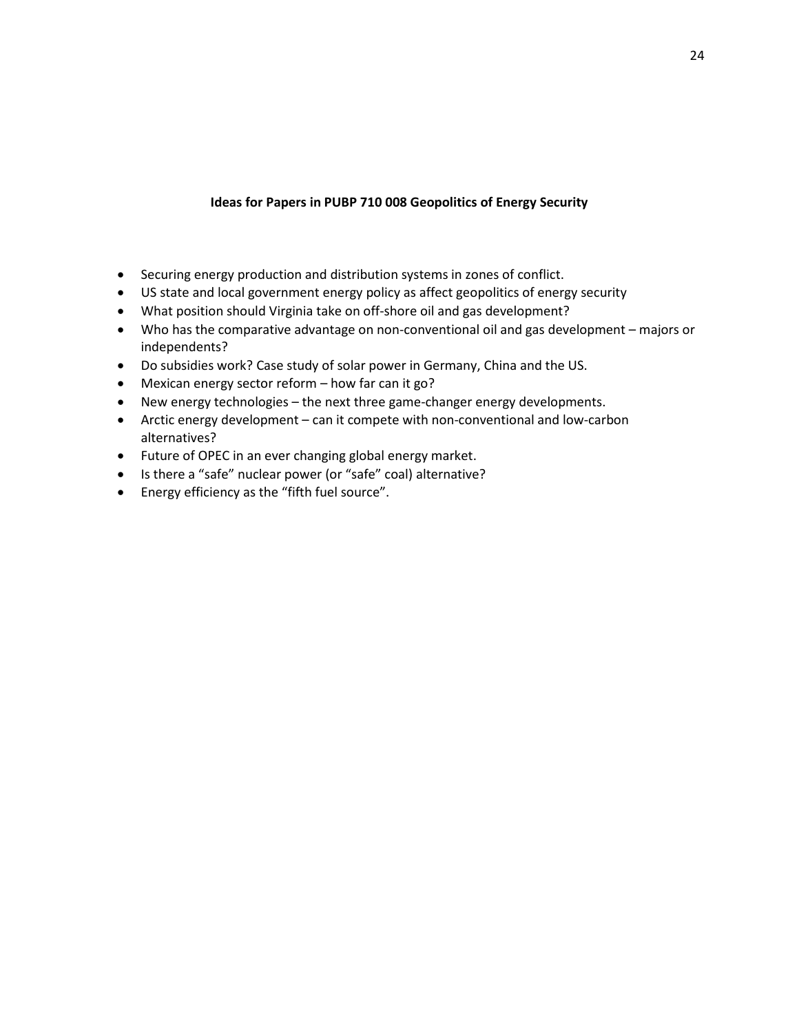**Ideas for Papers in PUBP 710 008 Geopolitics of Energy Security**

- Securing energy production and distribution systems in zones of conflict.
- US state and local government energy policy as affect geopolitics of energy security
- What position should Virginia take on off-shore oil and gas development?
- Who has the comparative advantage on non-conventional oil and gas development – majors or independents?
- Do subsidies work? Case study of solar power in Germany, China and the US.
- Mexican energy sector reform – how far can it go?
- New energy technologies – the next three game-changer energy developments.
- Arctic energy development – can it compete with non-conventional and low-carbon alternatives?
- Future of OPEC in an ever changing global energy market.
- Is there a "safe" nuclear power (or "safe" coal) alternative?
- Energy efficiency as the "fifth fuel source".